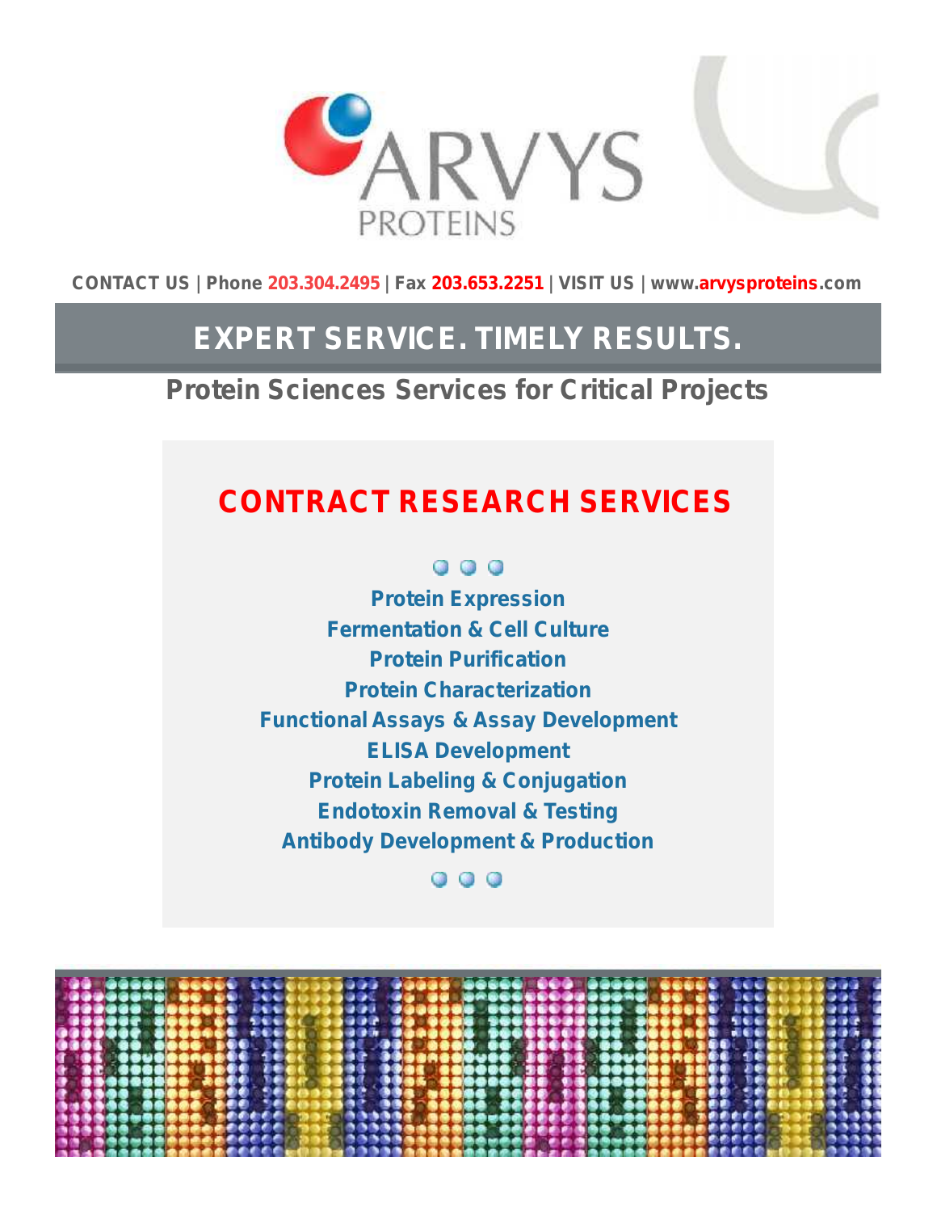# ARVYS PROTEINS

CONTACT US | Phone 203.304.2495 | Fax 203.653.2251 | VISIT US | www.arvysproteins.com

## EXPERT SERVICE. TIMELY RESULTS.

### Protein Sciences Services for Critical Projects

## CONTRACT RESEARCH SERVICES

- Protein Expression
- Fermentation & Cell Culture
- Protein Purification
- Protein Characterization
- Functional Assays & Assay Development
- ELISA Development
- Protein Labeling & Conjugation
- Endotoxin Removal & Testing
- Antibody Development & Production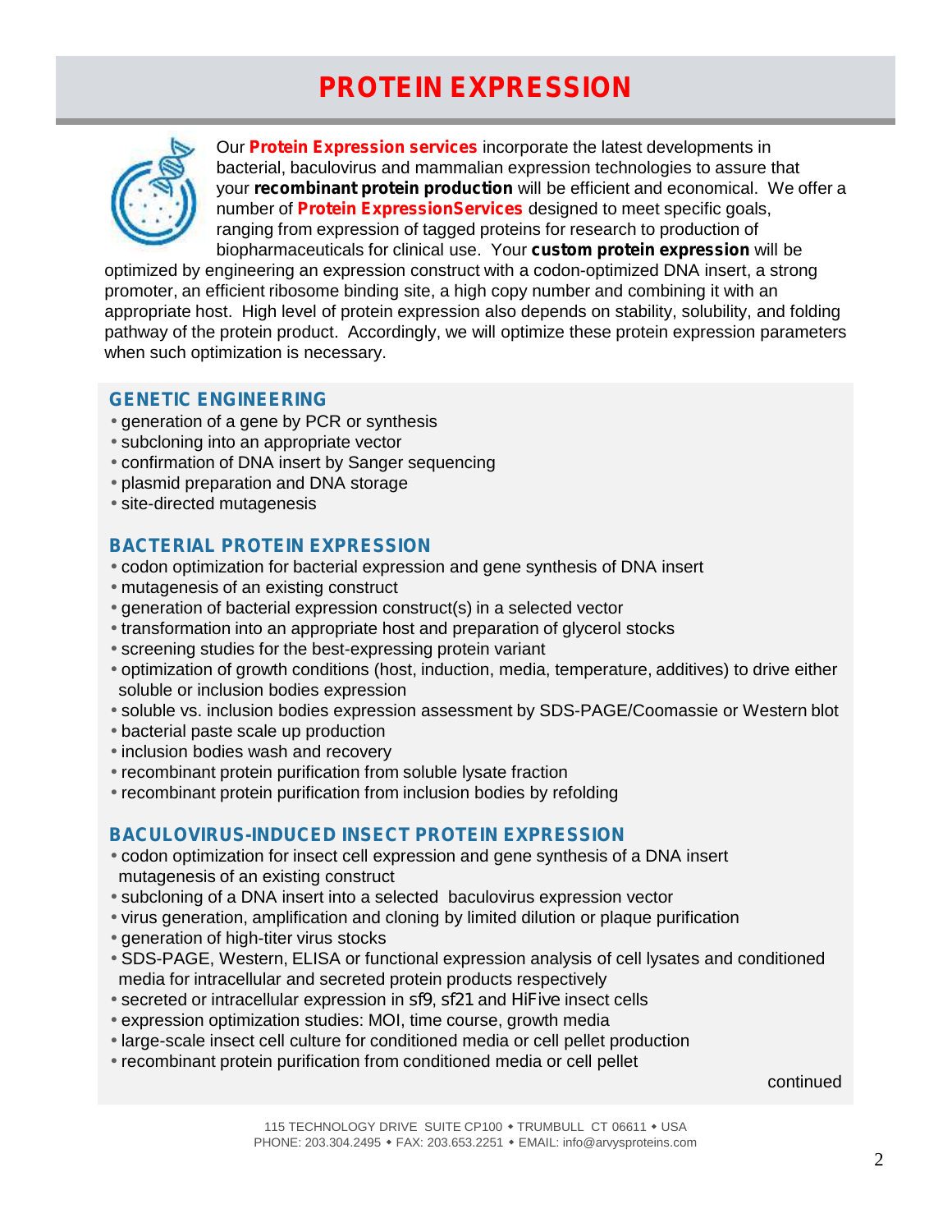# PROTEIN EXPRESSION

Our **Protein Expression services** incorporate the latest developments in bacterial, baculovirus and mammalian expression technologies to assure that your **recombinant protein production** will be efficient and economical. We offer a number of **Protein ExpressionServices** designed to meet specific goals, ranging from expression of tagged proteins for research to production of biopharmaceuticals for clinical use. Your **custom protein expression** will be optimized by engineering an expression construct with a codon-optimized DNA insert, a strong promoter, an efficient ribosome binding site, a high copy number and combining it with an appropriate host. High level of protein expression also depends on stability, solubility, and folding pathway of the protein product. Accordingly, we will optimize these protein expression parameters when such optimization is necessary.

## GENETIC ENGINEERING

- generation of a gene by PCR or synthesis
- subcloning into an appropriate vector
- confirmation of DNA insert by Sanger sequencing
- plasmid preparation and DNA storage
- site-directed mutagenesis

## BACTERIAL PROTEIN EXPRESSION

- codon optimization for bacterial expression and gene synthesis of DNA insert
- mutagenesis of an existing construct
- generation of bacterial expression construct(s) in a selected vector
- transformation into an appropriate host and preparation of glycerol stocks
- screening studies for the best-expressing protein variant
- optimization of growth conditions (host, induction, media, temperature, additives) to drive either soluble or inclusion bodies expression
- soluble vs. inclusion bodies expression assessment by SDS-PAGE/Coomassie or Western blot
- bacterial paste scale up production
- inclusion bodies wash and recovery
- recombinant protein purification from soluble lysate fraction
- recombinant protein purification from inclusion bodies by refolding

## BACULOVIRUS-INDUCED INSECT PROTEIN EXPRESSION

- codon optimization for insect cell expression and gene synthesis of a DNA insert mutagenesis of an existing construct
- subcloning of a DNA insert into a selected baculovirus expression vector
- virus generation, amplification and cloning by limited dilution or plaque purification
- generation of high-titer virus stocks
- SDS-PAGE, Western, ELISA or functional expression analysis of cell lysates and conditioned media for intracellular and secreted protein products respectively
- secreted or intracellular expression in sf9, sf21 and HiFive insect cells
- expression optimization studies: MOI, time course, growth media
- large-scale insect cell culture for conditioned media or cell pellet production
- recombinant protein purification from conditioned media or cell pellet

continued

115 TECHNOLOGY DRIVE SUITE CP100 • TRUMBULL CT 06611 • USA
PHONE: 203.304.2495 • FAX: 203.653.2251 • EMAIL: info@arvysproteins.com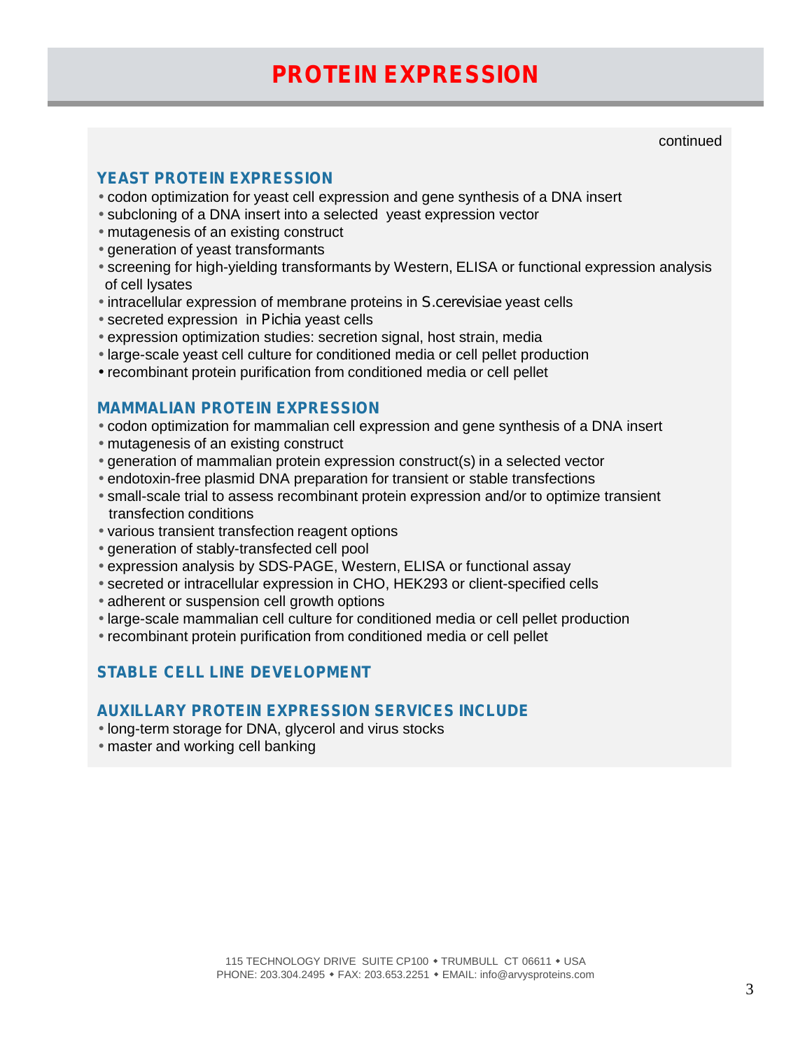# PROTEIN EXPRESSION

continued

## YEAST PROTEIN EXPRESSION

- codon optimization for yeast cell expression and gene synthesis of a DNA insert
- subcloning of a DNA insert into a selected yeast expression vector
- mutagenesis of an existing construct
- generation of yeast transformants
- screening for high-yielding transformants by Western, ELISA or functional expression analysis of cell lysates
- intracellular expression of membrane proteins in *S.cerevisiae* yeast cells
- secreted expression in *Pichia* yeast cells
- expression optimization studies: secretion signal, host strain, media
- large-scale yeast cell culture for conditioned media or cell pellet production
- recombinant protein purification from conditioned media or cell pellet

## MAMMALIAN PROTEIN EXPRESSION

- codon optimization for mammalian cell expression and gene synthesis of a DNA insert
- mutagenesis of an existing construct
- generation of mammalian protein expression construct(s) in a selected vector
- endotoxin-free plasmid DNA preparation for transient or stable transfections
- small-scale trial to assess recombinant protein expression and/or to optimize transient transfection conditions
- various transient transfection reagent options
- generation of stably-transfected cell pool
- expression analysis by SDS-PAGE, Western, ELISA or functional assay
- secreted or intracellular expression in CHO, HEK293 or client-specified cells
- adherent or suspension cell growth options
- large-scale mammalian cell culture for conditioned media or cell pellet production
- recombinant protein purification from conditioned media or cell pellet

## STABLE CELL LINE DEVELOPMENT

## AUXILLARY PROTEIN EXPRESSION SERVICES INCLUDE

- long-term storage for DNA, glycerol and virus stocks
- master and working cell banking

115 TECHNOLOGY DRIVE SUITE CP100 • TRUMBULL CT 06611 • USA
PHONE: 203.304.2495 • FAX: 203.653.2251 • EMAIL: info@arvysproteins.com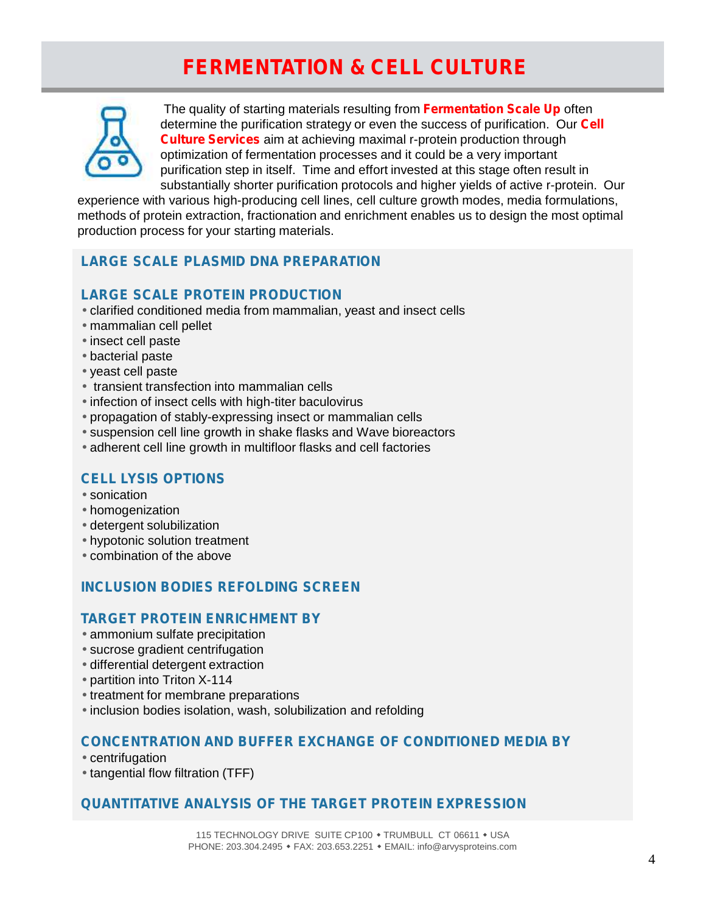# FERMENTATION & CELL CULTURE

The quality of starting materials resulting from **Fermentation Scale Up** often determine the purification strategy or even the success of purification. Our **Cell Culture Services** aim at achieving maximal r-protein production through optimization of fermentation processes and it could be a very important purification step in itself. Time and effort invested at this stage often result in substantially shorter purification protocols and higher yields of active r-protein. Our experience with various high-producing cell lines, cell culture growth modes, media formulations, methods of protein extraction, fractionation and enrichment enables us to design the most optimal production process for your starting materials.

## LARGE SCALE PLASMID DNA PREPARATION

## LARGE SCALE PROTEIN PRODUCTION

- clarified conditioned media from mammalian, yeast and insect cells
- mammalian cell pellet
- insect cell paste
- bacterial paste
- yeast cell paste
- transient transfection into mammalian cells
- infection of insect cells with high-titer baculovirus
- propagation of stably-expressing insect or mammalian cells
- suspension cell line growth in shake flasks and Wave bioreactors
- adherent cell line growth in multifloor flasks and cell factories

## CELL LYSIS OPTIONS

- sonication
- homogenization
- detergent solubilization
- hypotonic solution treatment
- combination of the above

## INCLUSION BODIES REFOLDING SCREEN

## TARGET PROTEIN ENRICHMENT BY

- ammonium sulfate precipitation
- sucrose gradient centrifugation
- differential detergent extraction
- partition into Triton X-114
- treatment for membrane preparations
- inclusion bodies isolation, wash, solubilization and refolding

## CONCENTRATION AND BUFFER EXCHANGE OF CONDITIONED MEDIA BY

- centrifugation
- tangential flow filtration (TFF)

## QUANTITATIVE ANALYSIS OF THE TARGET PROTEIN EXPRESSION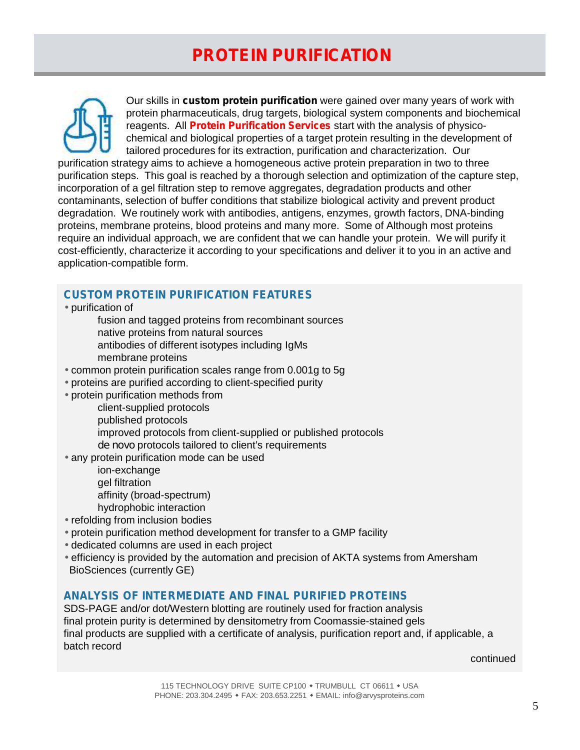# PROTEIN PURIFICATION

Our skills in **custom protein purification** were gained over many years of work with protein pharmaceuticals, drug targets, biological system components and biochemical reagents. All **Protein Purification Services** start with the analysis of physico-chemical and biological properties of a target protein resulting in the development of tailored procedures for its extraction, purification and characterization. Our purification strategy aims to achieve a homogeneous active protein preparation in two to three purification steps. This goal is reached by a thorough selection and optimization of the capture step, incorporation of a gel filtration step to remove aggregates, degradation products and other contaminants, selection of buffer conditions that stabilize biological activity and prevent product degradation. We routinely work with antibodies, antigens, enzymes, growth factors, DNA-binding proteins, membrane proteins, blood proteins and many more. Some of Although most proteins require an individual approach, we are confident that we can handle your protein. We will purify it cost-efficiently, characterize it according to your specifications and deliver it to you in an active and application-compatible form.

## CUSTOM PROTEIN PURIFICATION FEATURES

- purification of
  - fusion and tagged proteins from recombinant sources
  - native proteins from natural sources
  - antibodies of different isotypes including IgMs
  - membrane proteins
- common protein purification scales range from 0.001g to 5g
- proteins are purified according to client-specified purity
- protein purification methods from
  - client-supplied protocols
  - published protocols
  - improved protocols from client-supplied or published protocols
  - *de novo* protocols tailored to client's requirements
- any protein purification mode can be used
  - ion-exchange
  - gel filtration
  - affinity (broad-spectrum)
  - hydrophobic interaction
- refolding from inclusion bodies
- protein purification method development for transfer to a GMP facility
- dedicated columns are used in each project
- efficiency is provided by the automation and precision of AKTA systems from Amersham BioSciences (currently GE)

## ANALYSIS OF INTERMEDIATE AND FINAL PURIFIED PROTEINS

SDS-PAGE and/or dot/Western blotting are routinely used for fraction analysis
final protein purity is determined by densitometry from Coomassie-stained gels
final products are supplied with a certificate of analysis, purification report and, if applicable, a batch record

continued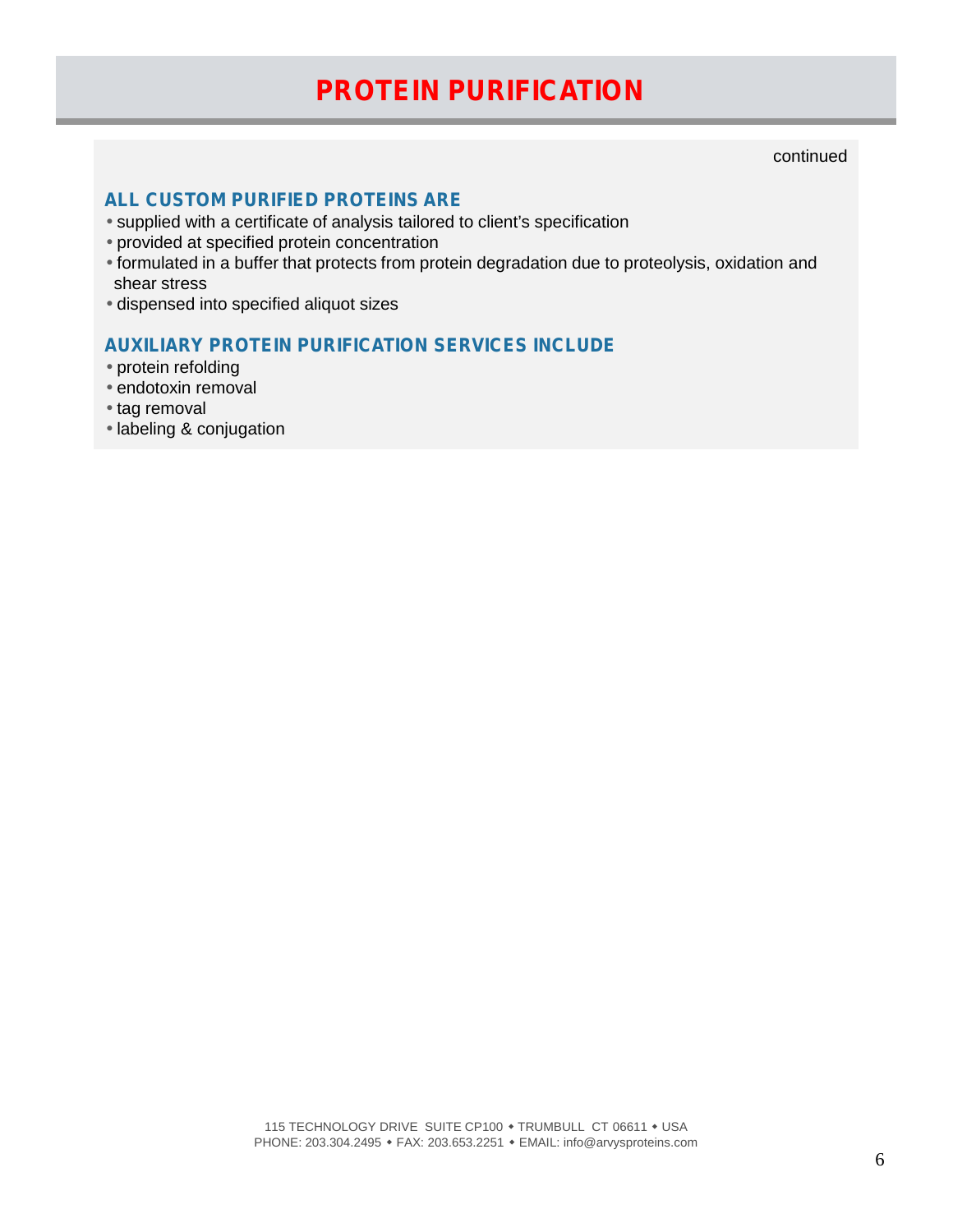# PROTEIN PURIFICATION

continued

## ALL CUSTOM PURIFIED PROTEINS ARE

- supplied with a certificate of analysis tailored to client's specification
- provided at specified protein concentration
- formulated in a buffer that protects from protein degradation due to proteolysis, oxidation and shear stress
- dispensed into specified aliquot sizes

## AUXILIARY PROTEIN PURIFICATION SERVICES INCLUDE

- protein refolding
- endotoxin removal
- tag removal
- labeling & conjugation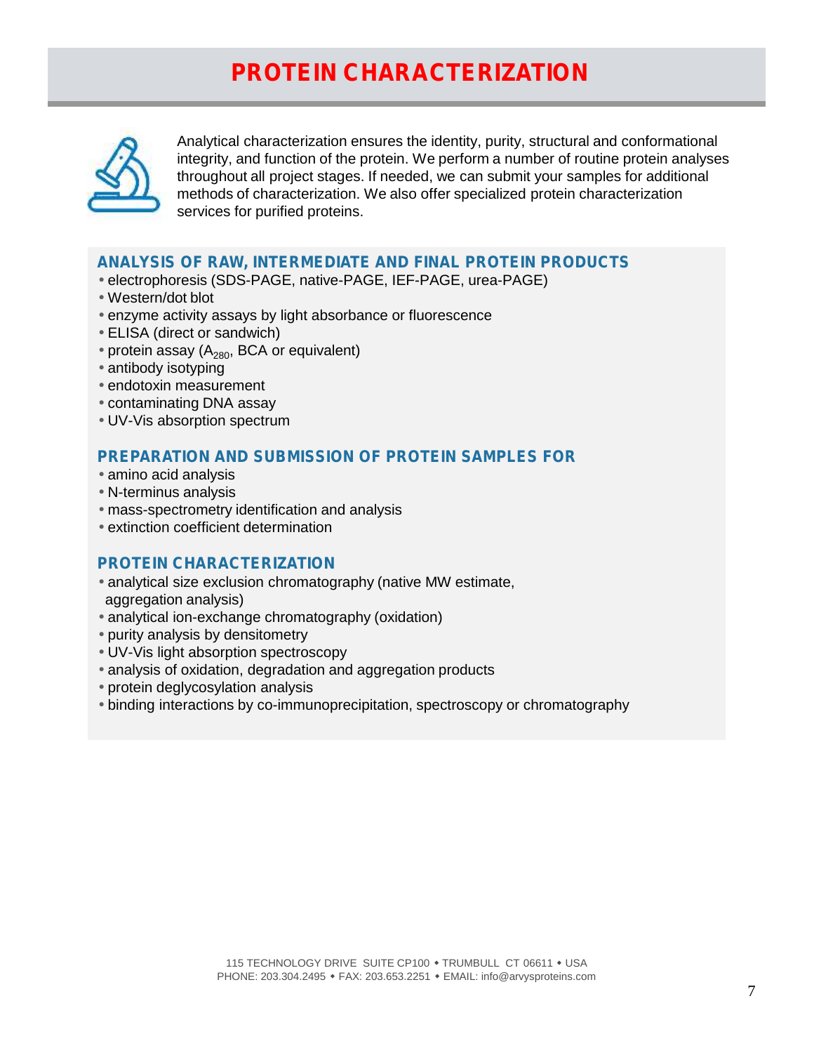# PROTEIN CHARACTERIZATION

Analytical characterization ensures the identity, purity, structural and conformational integrity, and function of the protein. We perform a number of routine protein analyses throughout all project stages. If needed, we can submit your samples for additional methods of characterization. We also offer specialized protein characterization services for purified proteins.

### ANALYSIS OF RAW, INTERMEDIATE AND FINAL PROTEIN PRODUCTS

- electrophoresis (SDS-PAGE, native-PAGE, IEF-PAGE, urea-PAGE)
- Western/dot blot
- enzyme activity assays by light absorbance or fluorescence
- ELISA (direct or sandwich)
- protein assay ($A_{280}$, BCA or equivalent)
- antibody isotyping
- endotoxin measurement
- contaminating DNA assay
- UV-Vis absorption spectrum

### PREPARATION AND SUBMISSION OF PROTEIN SAMPLES FOR

- amino acid analysis
- N-terminus analysis
- mass-spectrometry identification and analysis
- extinction coefficient determination

### PROTEIN CHARACTERIZATION

- analytical size exclusion chromatography (native MW estimate, aggregation analysis)
- analytical ion-exchange chromatography (oxidation)
- purity analysis by densitometry
- UV-Vis light absorption spectroscopy
- analysis of oxidation, degradation and aggregation products
- protein deglycosylation analysis
- binding interactions by co-immunoprecipitation, spectroscopy or chromatography

115 TECHNOLOGY DRIVE SUITE CP100 • TRUMBULL CT 06611 • USA
PHONE: 203.304.2495 • FAX: 203.653.2251 • EMAIL: info@arvysproteins.com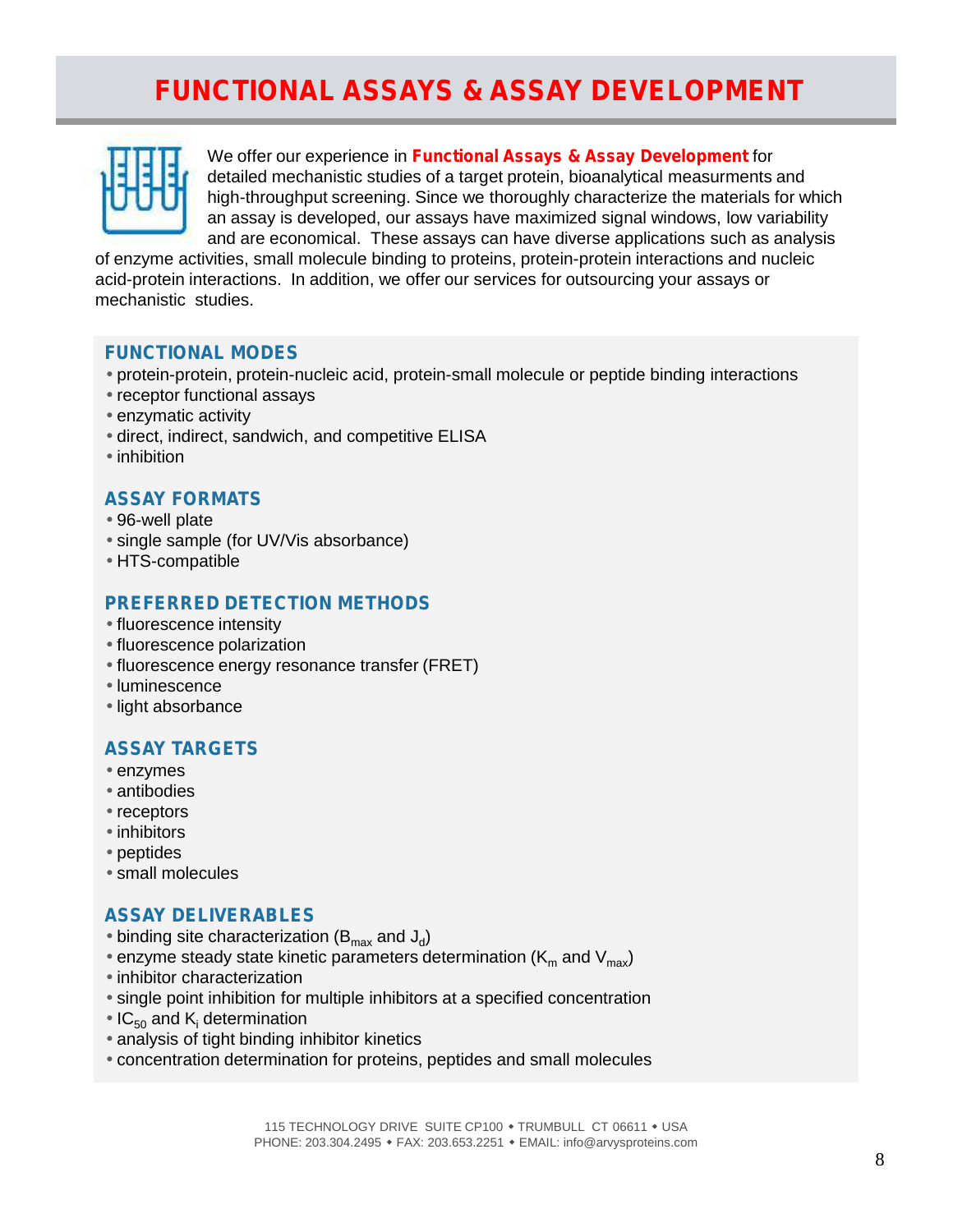# FUNCTIONAL ASSAYS & ASSAY DEVELOPMENT

We offer our experience in **Functional Assays & Assay Development** for detailed mechanistic studies of a target protein, bioanalytical measurments and high-throughput screening. Since we thoroughly characterize the materials for which an assay is developed, our assays have maximized signal windows, low variability and are economical. These assays can have diverse applications such as analysis of enzyme activities, small molecule binding to proteins, protein-protein interactions and nucleic acid-protein interactions. In addition, we offer our services for outsourcing your assays or mechanistic studies.

## FUNCTIONAL MODES

- protein-protein, protein-nucleic acid, protein-small molecule or peptide binding interactions
- receptor functional assays
- enzymatic activity
- direct, indirect, sandwich, and competitive ELISA
- inhibition

## ASSAY FORMATS

- 96-well plate
- single sample (for UV/Vis absorbance)
- HTS-compatible

## PREFERRED DETECTION METHODS

- fluorescence intensity
- fluorescence polarization
- fluorescence energy resonance transfer (FRET)
- luminescence
- light absorbance

## ASSAY TARGETS

- enzymes
- antibodies
- receptors
- inhibitors
- peptides
- small molecules

## ASSAY DELIVERABLES

- binding site characterization ($B_{max}$ and $J_d$)
- enzyme steady state kinetic parameters determination ($K_m$ and $V_{max}$)
- inhibitor characterization
- single point inhibition for multiple inhibitors at a specified concentration
- $IC_{50}$ and $K_i$ determination
- analysis of tight binding inhibitor kinetics
- concentration determination for proteins, peptides and small molecules

115 TECHNOLOGY DRIVE SUITE CP100 • TRUMBULL CT 06611 • USA
PHONE: 203.304.2495 • FAX: 203.653.2251 • EMAIL: info@arvysproteins.com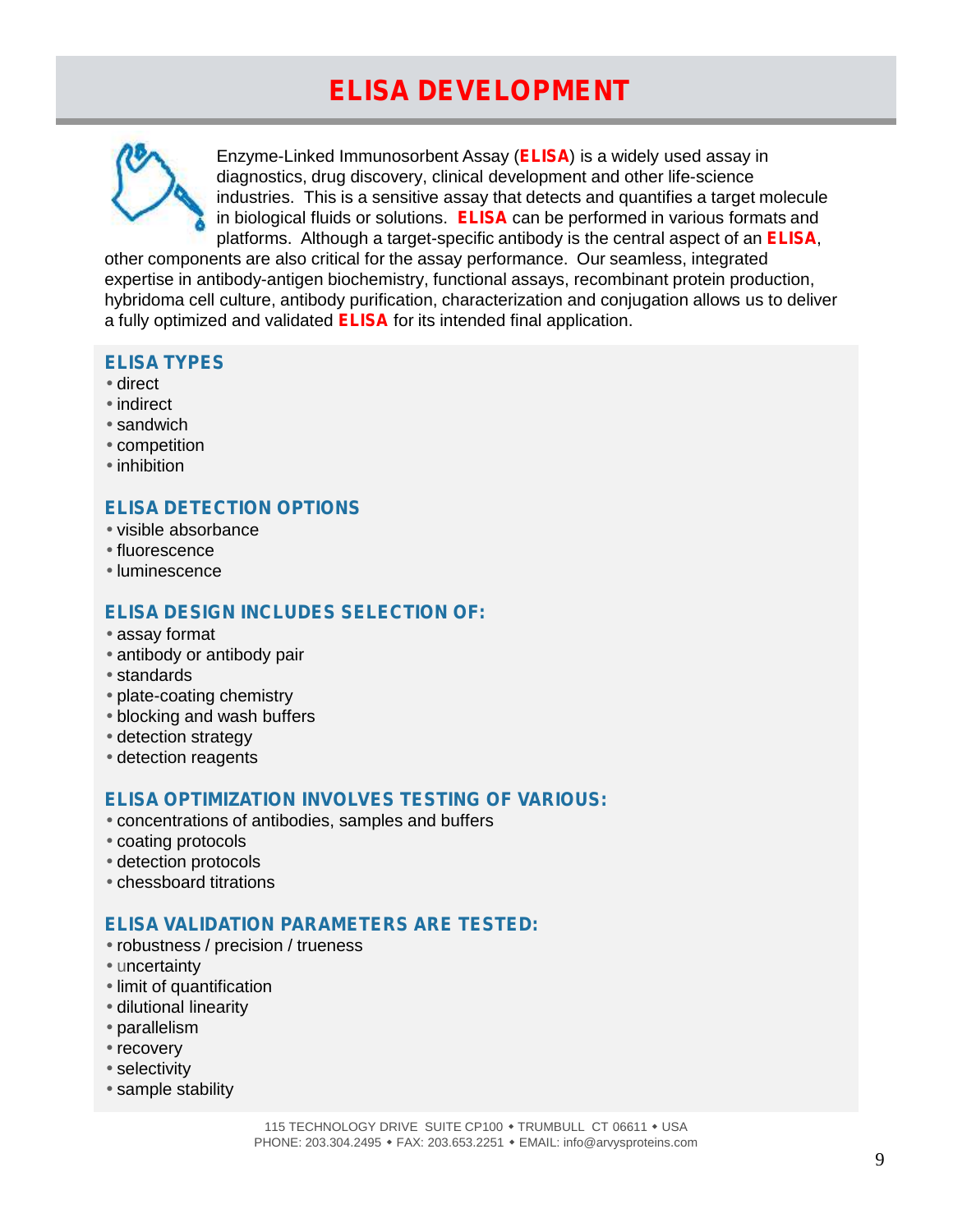# ELISA DEVELOPMENT

Enzyme-Linked Immunosorbent Assay (**ELISA**) is a widely used assay in diagnostics, drug discovery, clinical development and other life-science industries. This is a sensitive assay that detects and quantifies a target molecule in biological fluids or solutions. **ELISA** can be performed in various formats and platforms. Although a target-specific antibody is the central aspect of an **ELISA**, other components are also critical for the assay performance. Our seamless, integrated expertise in antibody-antigen biochemistry, functional assays, recombinant protein production, hybridoma cell culture, antibody purification, characterization and conjugation allows us to deliver a fully optimized and validated **ELISA** for its intended final application.

## ELISA TYPES

- direct
- indirect
- sandwich
- competition
- inhibition

## ELISA DETECTION OPTIONS

- visible absorbance
- fluorescence
- luminescence

## ELISA DESIGN INCLUDES SELECTION OF:

- assay format
- antibody or antibody pair
- standards
- plate-coating chemistry
- blocking and wash buffers
- detection strategy
- detection reagents

## ELISA OPTIMIZATION INVOLVES TESTING OF VARIOUS:

- concentrations of antibodies, samples and buffers
- coating protocols
- detection protocols
- chessboard titrations

## ELISA VALIDATION PARAMETERS ARE TESTED:

- robustness / precision / trueness
- uncertainty
- limit of quantification
- dilutional linearity
- parallelism
- recovery
- selectivity
- sample stability

115 TECHNOLOGY DRIVE SUITE CP100 • TRUMBULL CT 06611 • USA
PHONE: 203.304.2495 • FAX: 203.653.2251 • EMAIL: info@arvysproteins.com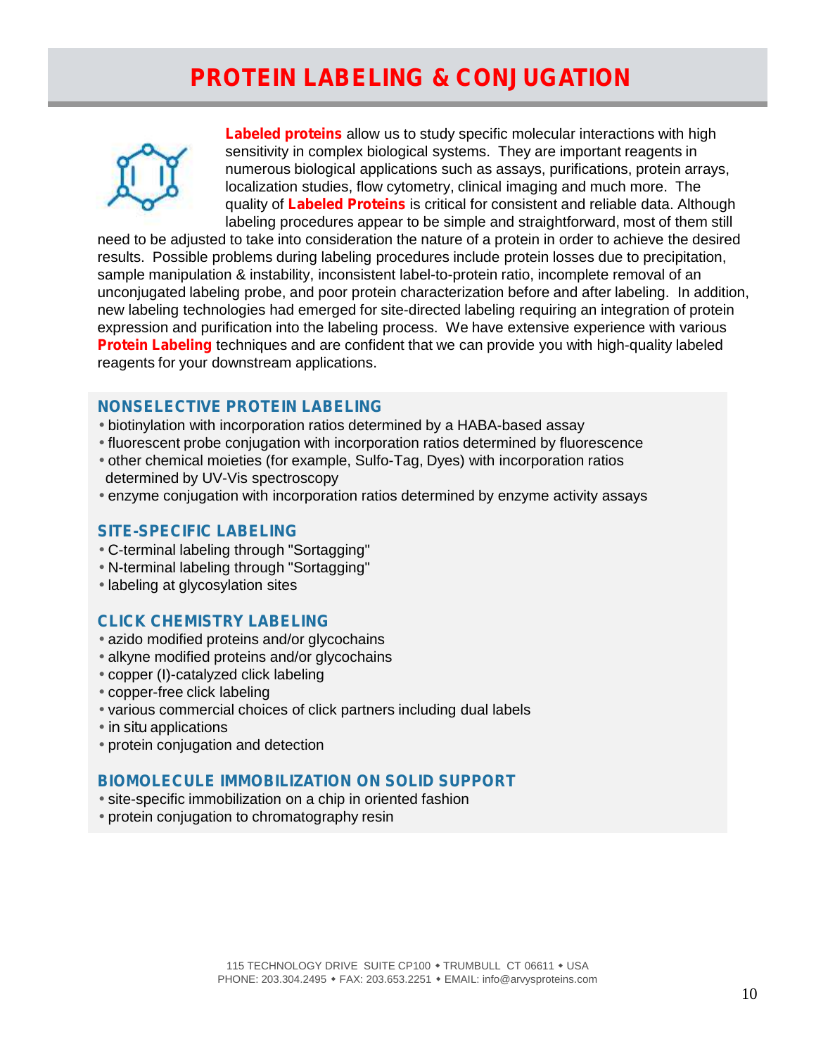# PROTEIN LABELING & CONJUGATION

**Labeled proteins** allow us to study specific molecular interactions with high sensitivity in complex biological systems. They are important reagents in numerous biological applications such as assays, purifications, protein arrays, localization studies, flow cytometry, clinical imaging and much more. The quality of **Labeled Proteins** is critical for consistent and reliable data. Although labeling procedures appear to be simple and straightforward, most of them still need to be adjusted to take into consideration the nature of a protein in order to achieve the desired results. Possible problems during labeling procedures include protein losses due to precipitation, sample manipulation & instability, inconsistent label-to-protein ratio, incomplete removal of an unconjugated labeling probe, and poor protein characterization before and after labeling. In addition, new labeling technologies had emerged for site-directed labeling requiring an integration of protein expression and purification into the labeling process. We have extensive experience with various **Protein Labeling** techniques and are confident that we can provide you with high-quality labeled reagents for your downstream applications.

## NONSELECTIVE PROTEIN LABELING

- biotinylation with incorporation ratios determined by a HABA-based assay
- fluorescent probe conjugation with incorporation ratios determined by fluorescence
- other chemical moieties (for example, Sulfo-Tag, Dyes) with incorporation ratios determined by UV-Vis spectroscopy
- enzyme conjugation with incorporation ratios determined by enzyme activity assays

## SITE-SPECIFIC LABELING

- C-terminal labeling through "Sortagging"
- N-terminal labeling through "Sortagging"
- labeling at glycosylation sites

## CLICK CHEMISTRY LABELING

- azido modified proteins and/or glycochains
- alkyne modified proteins and/or glycochains
- copper (I)-catalyzed click labeling
- copper-free click labeling
- various commercial choices of click partners including dual labels
- in situ applications
- protein conjugation and detection

## BIOMOLECULE IMMOBILIZATION ON SOLID SUPPORT

- site-specific immobilization on a chip in oriented fashion
- protein conjugation to chromatography resin

115 TECHNOLOGY DRIVE SUITE CP100 • TRUMBULL CT 06611 • USA
PHONE: 203.304.2495 • FAX: 203.653.2251 • EMAIL: info@arvysproteins.com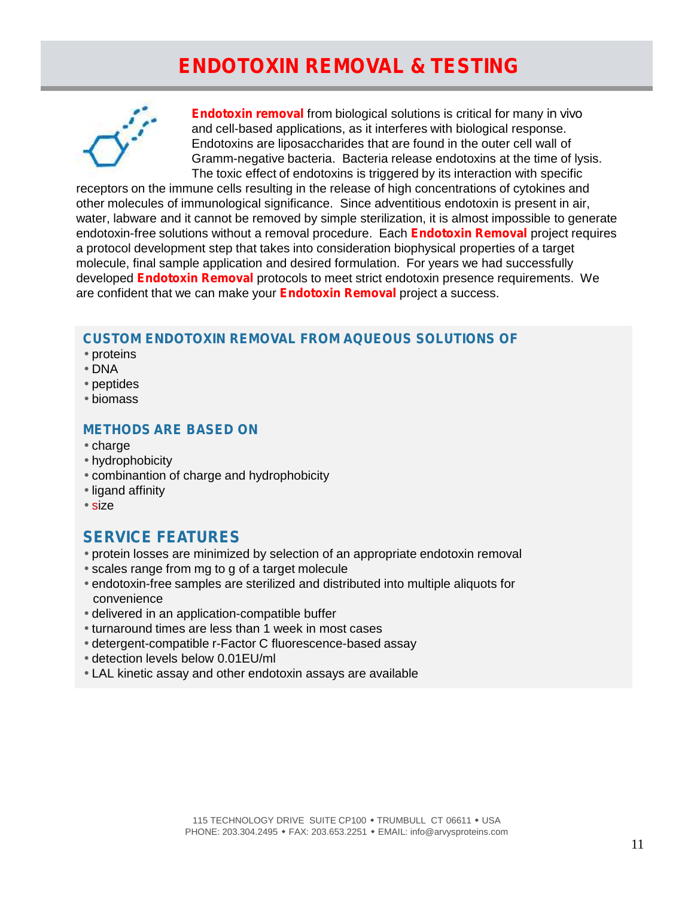# ENDOTOXIN REMOVAL & TESTING

**Endotoxin removal** from biological solutions is critical for many in vivo and cell-based applications, as it interferes with biological response. Endotoxins are liposaccharides that are found in the outer cell wall of Gramm-negative bacteria. Bacteria release endotoxins at the time of lysis. The toxic effect of endotoxins is triggered by its interaction with specific receptors on the immune cells resulting in the release of high concentrations of cytokines and other molecules of immunological significance. Since adventitious endotoxin is present in air, water, labware and it cannot be removed by simple sterilization, it is almost impossible to generate endotoxin-free solutions without a removal procedure. Each **Endotoxin Removal** project requires a protocol development step that takes into consideration biophysical properties of a target molecule, final sample application and desired formulation. For years we had successfully developed **Endotoxin Removal** protocols to meet strict endotoxin presence requirements. We are confident that we can make your **Endotoxin Removal** project a success.

### CUSTOM ENDOTOXIN REMOVAL FROM AQUEOUS SOLUTIONS OF

- proteins
- DNA
- peptides
- biomass

### METHODS ARE BASED ON

- charge
- hydrophobicity
- combinantion of charge and hydrophobicity
- ligand affinity
- size

## SERVICE FEATURES

- protein losses are minimized by selection of an appropriate endotoxin removal
- scales range from mg to g of a target molecule
- endotoxin-free samples are sterilized and distributed into multiple aliquots for convenience
- delivered in an application-compatible buffer
- turnaround times are less than 1 week in most cases
- detergent-compatible r-Factor C fluorescence-based assay
- detection levels below 0.01EU/ml
- LAL kinetic assay and other endotoxin assays are available

115 TECHNOLOGY DRIVE SUITE CP100 • TRUMBULL CT 06611 • USA
PHONE: 203.304.2495 • FAX: 203.653.2251 • EMAIL: info@arvysproteins.com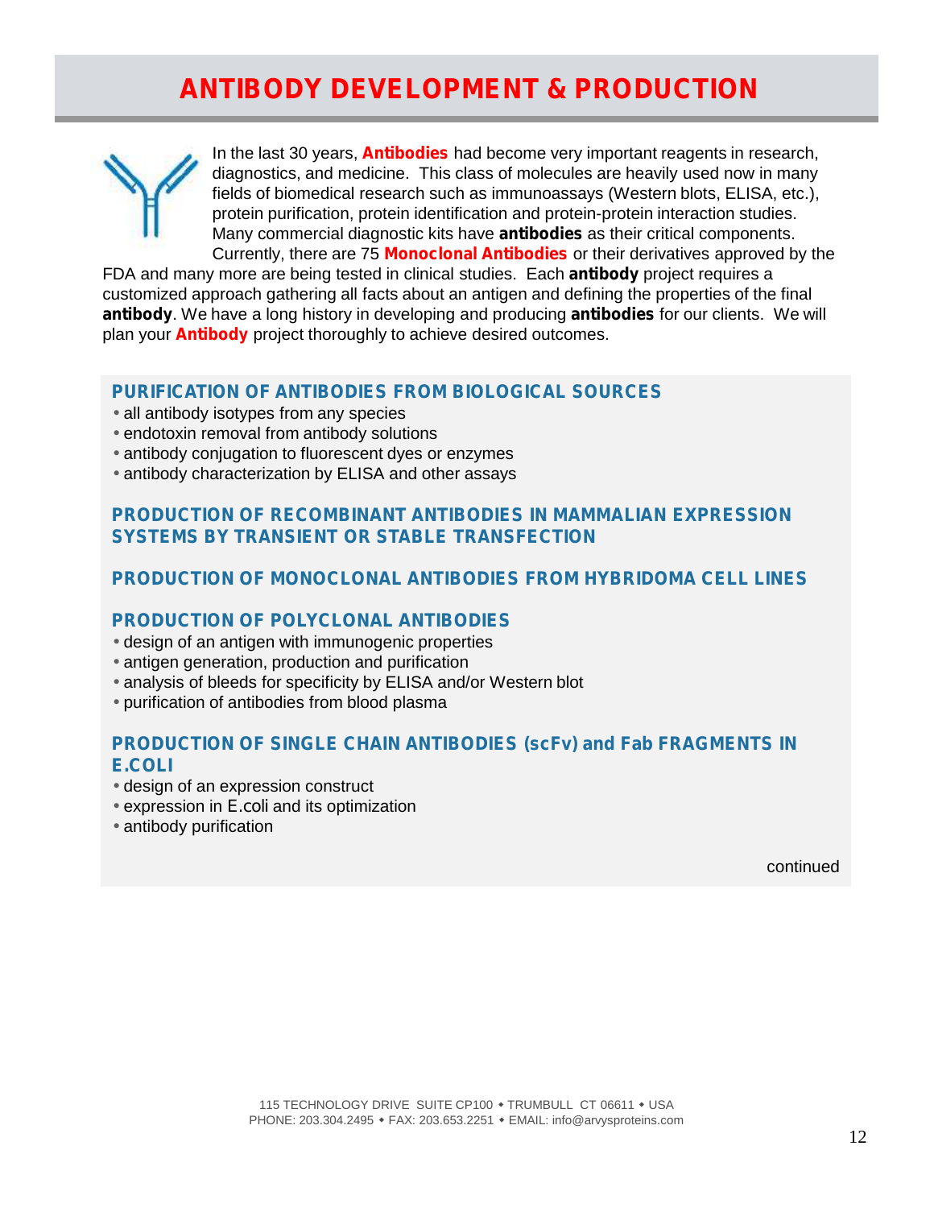# ANTIBODY DEVELOPMENT & PRODUCTION

In the last 30 years, **Antibodies** had become very important reagents in research, diagnostics, and medicine. This class of molecules are heavily used now in many fields of biomedical research such as immunoassays (Western blots, ELISA, etc.), protein purification, protein identification and protein-protein interaction studies. Many commercial diagnostic kits have **antibodies** as their critical components. Currently, there are 75 **Monoclonal Antibodies** or their derivatives approved by the FDA and many more are being tested in clinical studies. Each **antibody** project requires a customized approach gathering all facts about an antigen and defining the properties of the final **antibody**. We have a long history in developing and producing **antibodies** for our clients. We will plan your **Antibody** project thoroughly to achieve desired outcomes.

### PURIFICATION OF ANTIBODIES FROM BIOLOGICAL SOURCES

- all antibody isotypes from any species
- endotoxin removal from antibody solutions
- antibody conjugation to fluorescent dyes or enzymes
- antibody characterization by ELISA and other assays

### PRODUCTION OF RECOMBINANT ANTIBODIES IN MAMMALIAN EXPRESSION SYSTEMS BY TRANSIENT OR STABLE TRANSFECTION

### PRODUCTION OF MONOCLONAL ANTIBODIES FROM HYBRIDOMA CELL LINES

### PRODUCTION OF POLYCLONAL ANTIBODIES

- design of an antigen with immunogenic properties
- antigen generation, production and purification
- analysis of bleeds for specificity by ELISA and/or Western blot
- purification of antibodies from blood plasma

### PRODUCTION OF SINGLE CHAIN ANTIBODIES (scFv) and Fab FRAGMENTS IN E.COLI

- design of an expression construct
- expression in E.coli and its optimization
- antibody purification

continued

115 TECHNOLOGY DRIVE SUITE CP100 • TRUMBULL CT 06611 • USA
PHONE: 203.304.2495 • FAX: 203.653.2251 • EMAIL: info@arvysproteins.com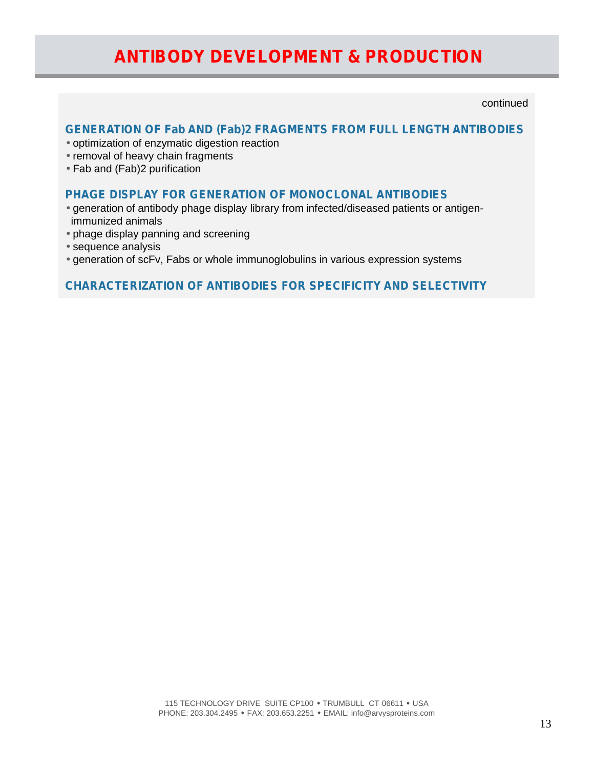# ANTIBODY DEVELOPMENT & PRODUCTION

continued

### GENERATION OF Fab AND (Fab)2 FRAGMENTS FROM FULL LENGTH ANTIBODIES

- optimization of enzymatic digestion reaction
- removal of heavy chain fragments
- Fab and (Fab)2 purification

### PHAGE DISPLAY FOR GENERATION OF MONOCLONAL ANTIBODIES

- generation of antibody phage display library from infected/diseased patients or antigen-immunized animals
- phage display panning and screening
- sequence analysis
- generation of scFv, Fabs or whole immunoglobulins in various expression systems

### CHARACTERIZATION OF ANTIBODIES FOR SPECIFICITY AND SELECTIVITY

115 TECHNOLOGY DRIVE SUITE CP100 • TRUMBULL CT 06611 • USA
PHONE: 203.304.2495 • FAX: 203.653.2251 • EMAIL: info@arvysproteins.com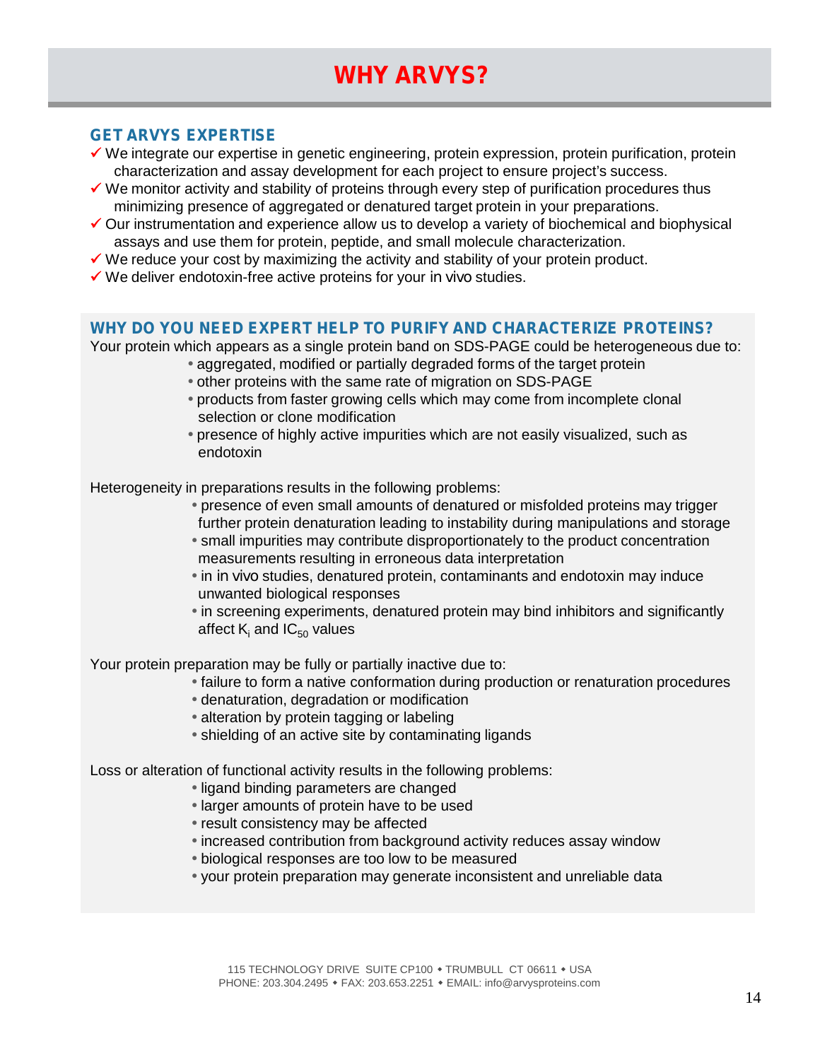# WHY ARVYS?

## GET ARVYS EXPERTISE

- ✓ We integrate our expertise in genetic engineering, protein expression, protein purification, protein characterization and assay development for each project to ensure project's success.
- ✓ We monitor activity and stability of proteins through every step of purification procedures thus minimizing presence of aggregated or denatured target protein in your preparations.
- ✓ Our instrumentation and experience allow us to develop a variety of biochemical and biophysical assays and use them for protein, peptide, and small molecule characterization.
- ✓ We reduce your cost by maximizing the activity and stability of your protein product.
- ✓ We deliver endotoxin-free active proteins for your in vivo studies.

## WHY DO YOU NEED EXPERT HELP TO PURIFY AND CHARACTERIZE PROTEINS?

Your protein which appears as a single protein band on SDS-PAGE could be heterogeneous due to:

- aggregated, modified or partially degraded forms of the target protein
- other proteins with the same rate of migration on SDS-PAGE
- products from faster growing cells which may come from incomplete clonal selection or clone modification
- presence of highly active impurities which are not easily visualized, such as endotoxin

Heterogeneity in preparations results in the following problems:

- presence of even small amounts of denatured or misfolded proteins may trigger further protein denaturation leading to instability during manipulations and storage
- small impurities may contribute disproportionately to the product concentration measurements resulting in erroneous data interpretation
- in in vivo studies, denatured protein, contaminants and endotoxin may induce unwanted biological responses
- in screening experiments, denatured protein may bind inhibitors and significantly affect $K_i$ and $IC_{50}$ values

Your protein preparation may be fully or partially inactive due to:

- failure to form a native conformation during production or renaturation procedures
- denaturation, degradation or modification
- alteration by protein tagging or labeling
- shielding of an active site by contaminating ligands

Loss or alteration of functional activity results in the following problems:

- ligand binding parameters are changed
- larger amounts of protein have to be used
- result consistency may be affected
- increased contribution from background activity reduces assay window
- biological responses are too low to be measured
- your protein preparation may generate inconsistent and unreliable data

115 TECHNOLOGY DRIVE SUITE CP100 • TRUMBULL CT 06611 • USA
PHONE: 203.304.2495 • FAX: 203.653.2251 • EMAIL: info@arvysproteins.com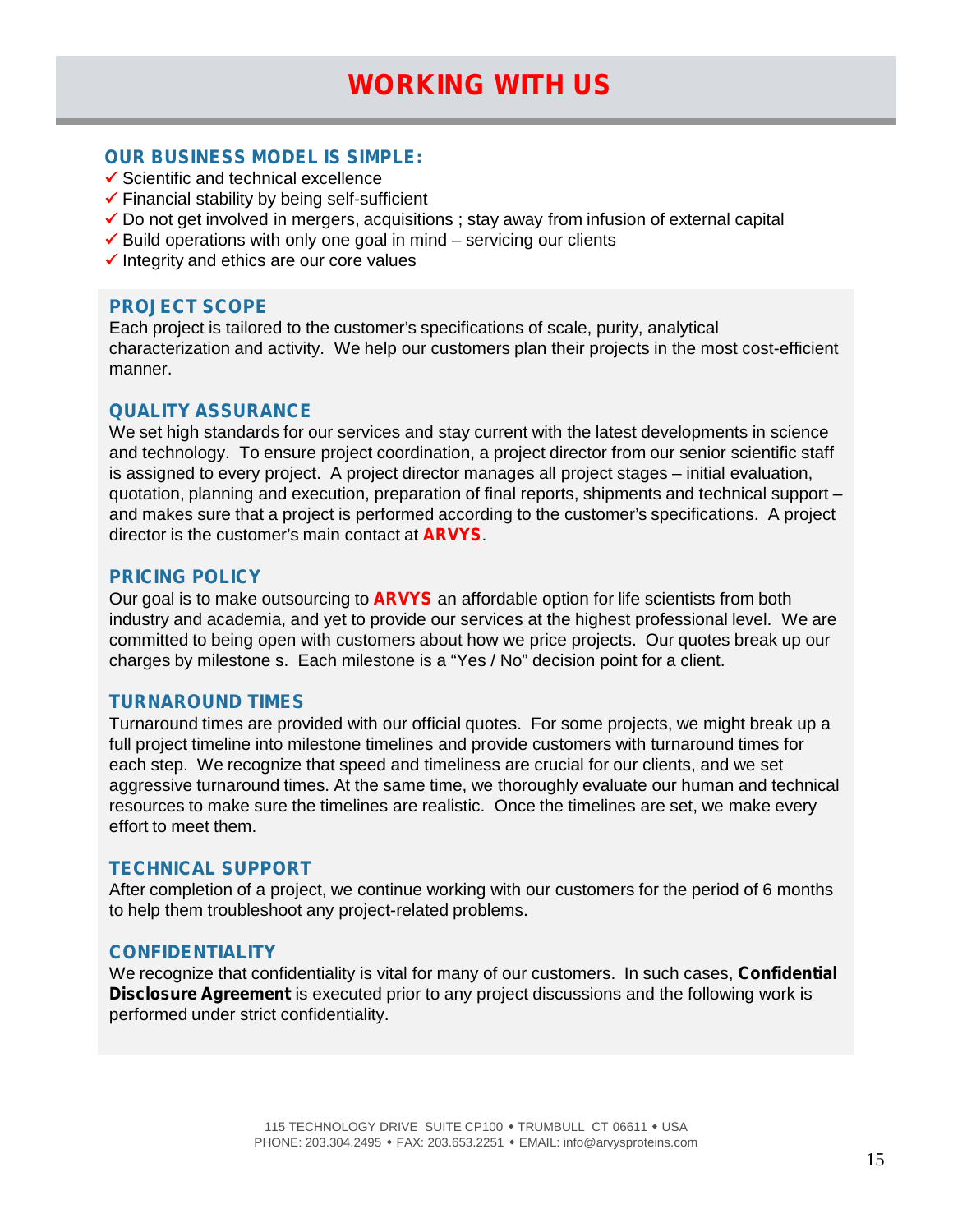# WORKING WITH US

### OUR BUSINESS MODEL IS SIMPLE:

- ✓ Scientific and technical excellence
- ✓ Financial stability by being self-sufficient
- ✓ Do not get involved in mergers, acquisitions ; stay away from infusion of external capital
- ✓ Build operations with only one goal in mind – servicing our clients
- ✓ Integrity and ethics are our core values

### PROJECT SCOPE

Each project is tailored to the customer's specifications of scale, purity, analytical characterization and activity. We help our customers plan their projects in the most cost-efficient manner.

### QUALITY ASSURANCE

We set high standards for our services and stay current with the latest developments in science and technology. To ensure project coordination, a project director from our senior scientific staff is assigned to every project. A project director manages all project stages – initial evaluation, quotation, planning and execution, preparation of final reports, shipments and technical support – and makes sure that a project is performed according to the customer's specifications. A project director is the customer's main contact at **ARVYS**.

### PRICING POLICY

Our goal is to make outsourcing to **ARVYS** an affordable option for life scientists from both industry and academia, and yet to provide our services at the highest professional level. We are committed to being open with customers about how we price projects. Our quotes break up our charges by milestone s. Each milestone is a "Yes / No" decision point for a client.

### TURNAROUND TIMES

Turnaround times are provided with our official quotes. For some projects, we might break up a full project timeline into milestone timelines and provide customers with turnaround times for each step. We recognize that speed and timeliness are crucial for our clients, and we set aggressive turnaround times. At the same time, we thoroughly evaluate our human and technical resources to make sure the timelines are realistic. Once the timelines are set, we make every effort to meet them.

### TECHNICAL SUPPORT

After completion of a project, we continue working with our customers for the period of 6 months to help them troubleshoot any project-related problems.

### CONFIDENTIALITY

We recognize that confidentiality is vital for many of our customers. In such cases, **Confidential Disclosure Agreement** is executed prior to any project discussions and the following work is performed under strict confidentiality.

115 TECHNOLOGY DRIVE SUITE CP100 • TRUMBULL CT 06611 • USA
PHONE: 203.304.2495 • FAX: 203.653.2251 • EMAIL: info@arvysproteins.com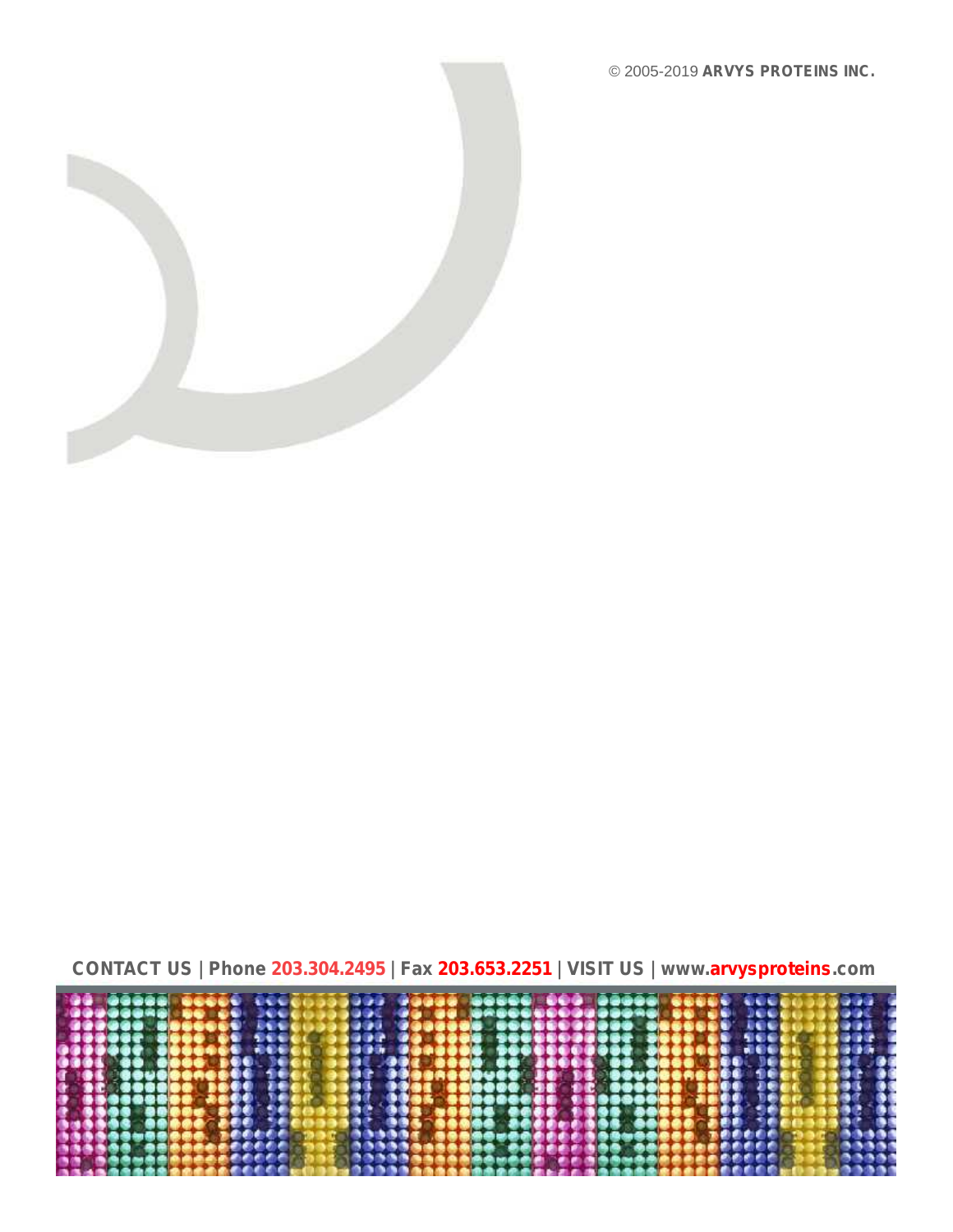© 2005-2019 **ARVYS PROTEINS INC.**

**CONTACT US** | **Phone 203.304.2495** | **Fax 203.653.2251** | **VISIT US** | **www.arvysproteins.com**